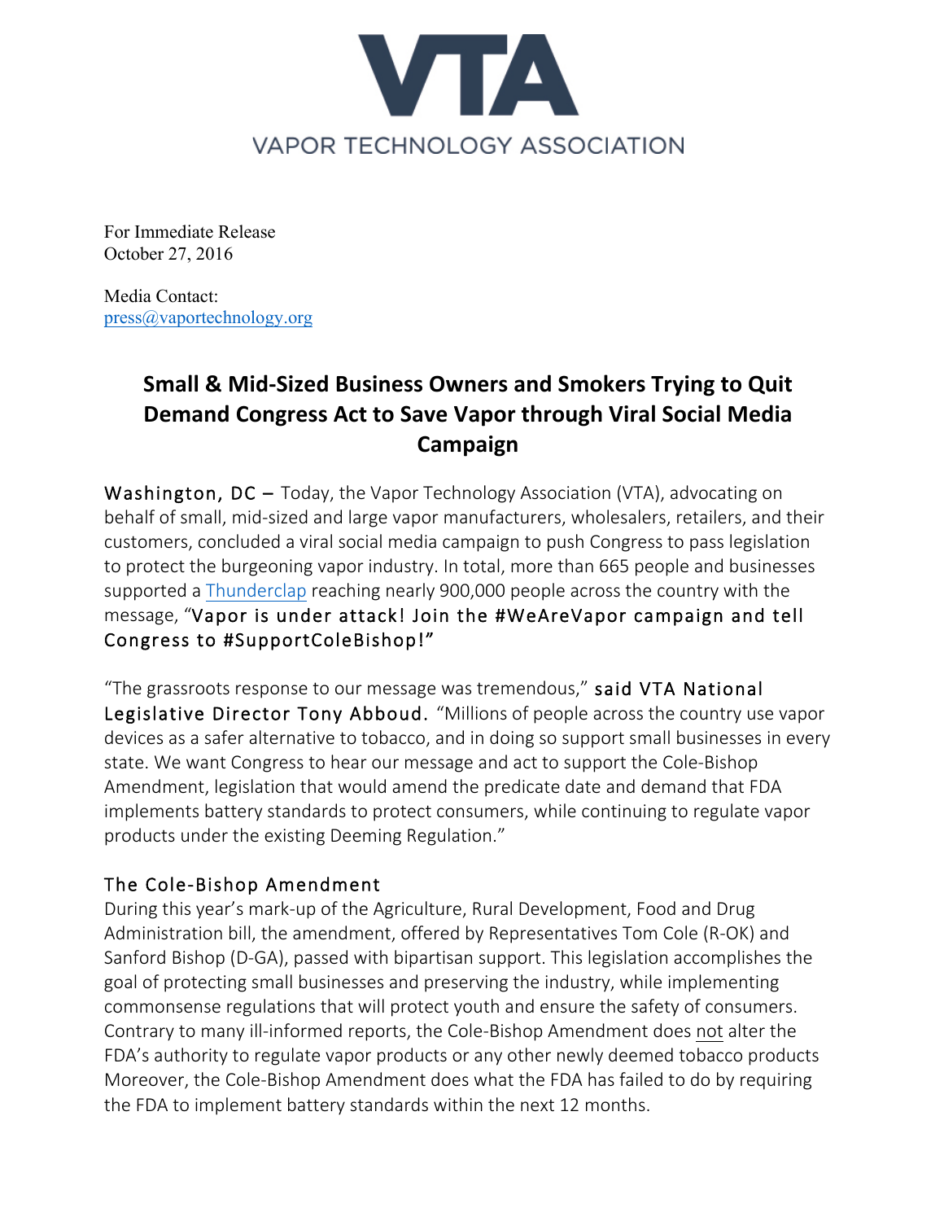# VTA

VAPOR TECHNOLOGY ASSOCIATION

For Immediate Release
October 27, 2016

Media Contact:
press@vaportechnology.org

## Small & Mid-Sized Business Owners and Smokers Trying to Quit Demand Congress Act to Save Vapor through Viral Social Media Campaign

**Washington, DC –** Today, the Vapor Technology Association (VTA), advocating on behalf of small, mid-sized and large vapor manufacturers, wholesalers, retailers, and their customers, concluded a viral social media campaign to push Congress to pass legislation to protect the burgeoning vapor industry. In total, more than 665 people and businesses supported a Thunderclap reaching nearly 900,000 people across the country with the message, "Vapor is under attack! Join the #WeAreVapor campaign and tell Congress to #SupportColeBishop!"

"The grassroots response to our message was tremendous," said VTA National Legislative Director Tony Abboud. "Millions of people across the country use vapor devices as a safer alternative to tobacco, and in doing so support small businesses in every state. We want Congress to hear our message and act to support the Cole-Bishop Amendment, legislation that would amend the predicate date and demand that FDA implements battery standards to protect consumers, while continuing to regulate vapor products under the existing Deeming Regulation."

### The Cole-Bishop Amendment

During this year's mark-up of the Agriculture, Rural Development, Food and Drug Administration bill, the amendment, offered by Representatives Tom Cole (R-OK) and Sanford Bishop (D-GA), passed with bipartisan support. This legislation accomplishes the goal of protecting small businesses and preserving the industry, while implementing commonsense regulations that will protect youth and ensure the safety of consumers. Contrary to many ill-informed reports, the Cole-Bishop Amendment does <u>not</u> alter the FDA's authority to regulate vapor products or any other newly deemed tobacco products Moreover, the Cole-Bishop Amendment does what the FDA has failed to do by requiring the FDA to implement battery standards within the next 12 months.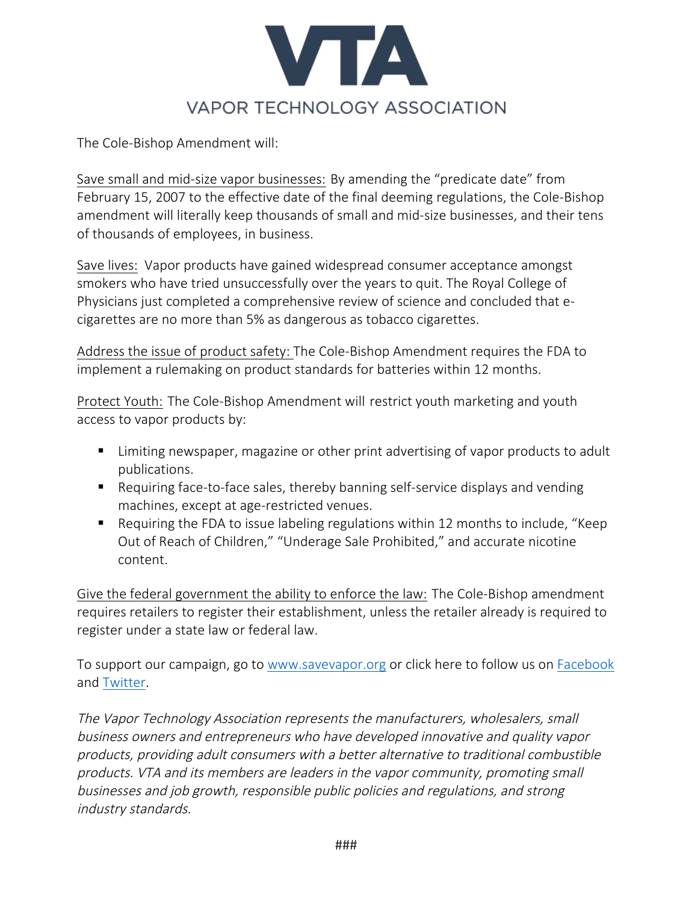# VTA

## VAPOR TECHNOLOGY ASSOCIATION

The Cole-Bishop Amendment will:

Save small and mid-size vapor businesses: By amending the "predicate date" from February 15, 2007 to the effective date of the final deeming regulations, the Cole-Bishop amendment will literally keep thousands of small and mid-size businesses, and their tens of thousands of employees, in business.

Save lives: Vapor products have gained widespread consumer acceptance amongst smokers who have tried unsuccessfully over the years to quit. The Royal College of Physicians just completed a comprehensive review of science and concluded that e-cigarettes are no more than 5% as dangerous as tobacco cigarettes.

Address the issue of product safety: The Cole-Bishop Amendment requires the FDA to implement a rulemaking on product standards for batteries within 12 months.

Protect Youth: The Cole-Bishop Amendment will restrict youth marketing and youth access to vapor products by:

- Limiting newspaper, magazine or other print advertising of vapor products to adult publications.
- Requiring face-to-face sales, thereby banning self-service displays and vending machines, except at age-restricted venues.
- Requiring the FDA to issue labeling regulations within 12 months to include, "Keep Out of Reach of Children," "Underage Sale Prohibited," and accurate nicotine content.

Give the federal government the ability to enforce the law: The Cole-Bishop amendment requires retailers to register their establishment, unless the retailer already is required to register under a state law or federal law.

To support our campaign, go to www.savevapor.org or click here to follow us on Facebook and Twitter.

*The Vapor Technology Association represents the manufacturers, wholesalers, small business owners and entrepreneurs who have developed innovative and quality vapor products, providing adult consumers with a better alternative to traditional combustible products. VTA and its members are leaders in the vapor community, promoting small businesses and job growth, responsible public policies and regulations, and strong industry standards.*

###